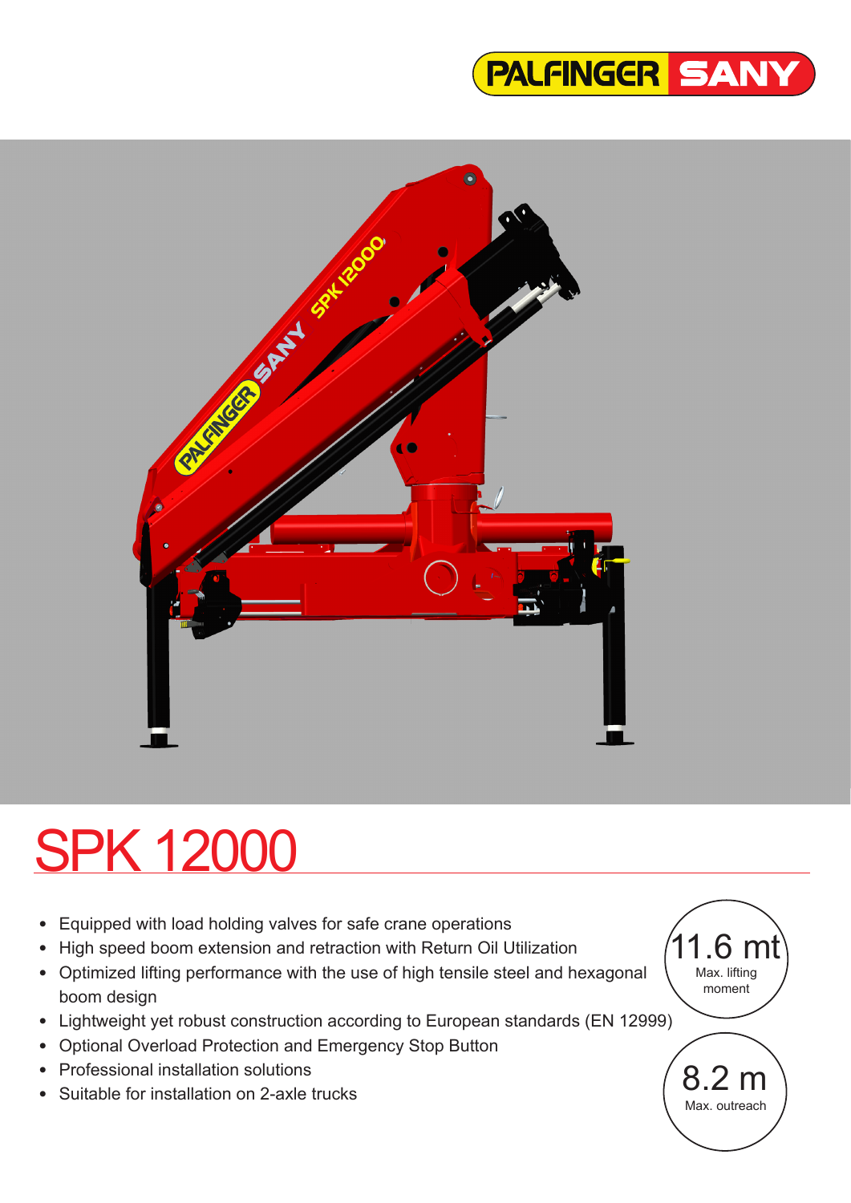PALFINGER SANY

# SPK 12000

- Equipped with load holding valves for safe crane operations
- High speed boom extension and retraction with Return Oil Utilization
- Optimized lifting performance with the use of high tensile steel and hexagonal boom design
- Lightweight yet robust construction according to European standards (EN 12999)
- Optional Overload Protection and Emergency Stop Button
- Professional installation solutions
- Suitable for installation on 2-axle trucks

**11.6 mt**
Max. lifting moment

**8.2 m**
Max. outreach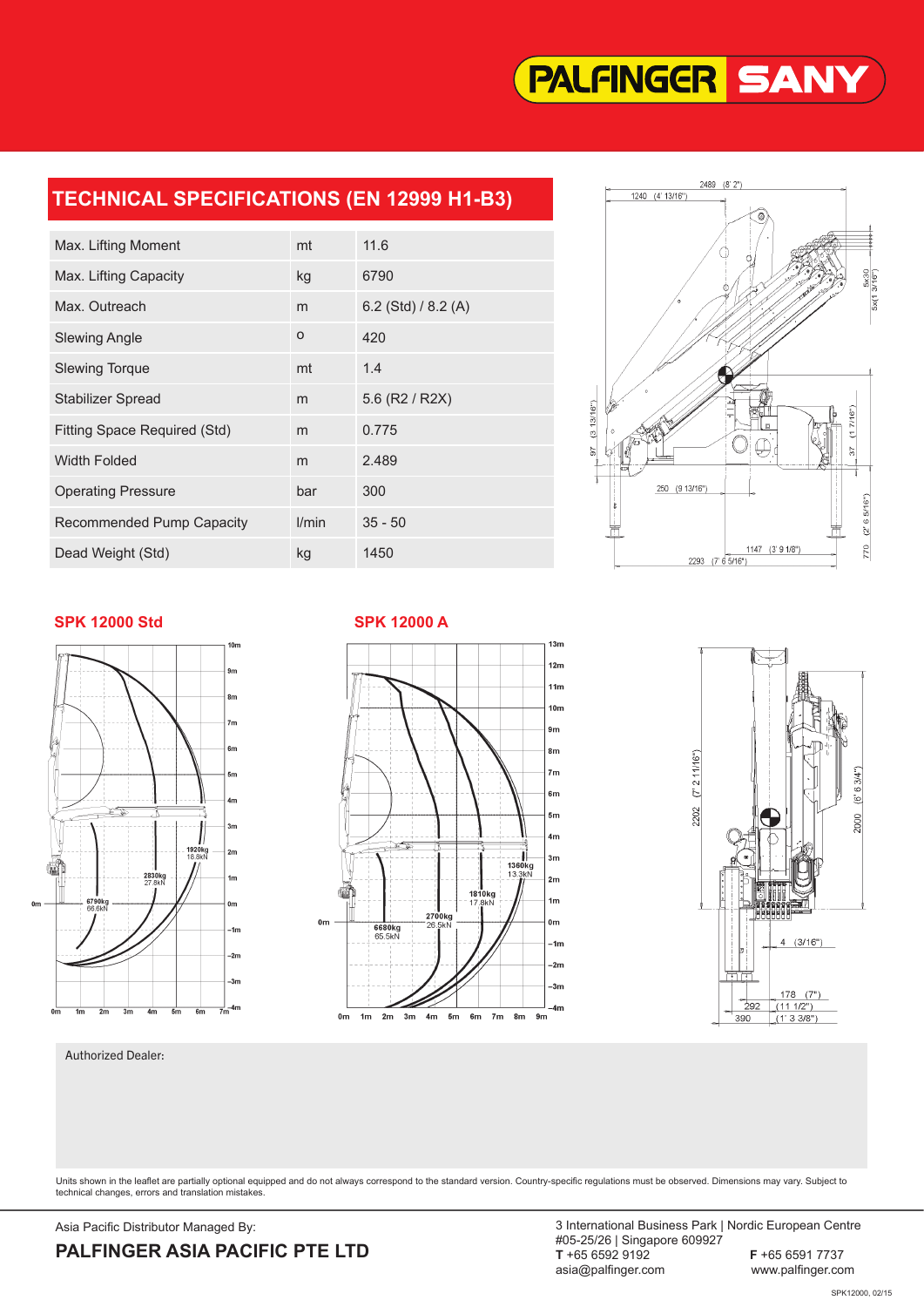PALFINGER SANY

## TECHNICAL SPECIFICATIONS (EN 12999 H1-B3)

| | | |
|---|---|---|
| Max. Lifting Moment | mt | 11.6 |
| Max. Lifting Capacity | kg | 6790 |
| Max. Outreach | m | 6.2 (Std) / 8.2 (A) |
| Slewing Angle | o | 420 |
| Slewing Torque | mt | 1.4 |
| Stabilizer Spread | m | 5.6 (R2 / R2X) |
| Fitting Space Required (Std) | m | 0.775 |
| Width Folded | m | 2.489 |
| Operating Pressure | bar | 300 |
| Recommended Pump Capacity | l/min | 35 - 50 |
| Dead Weight (Std) | kg | 1450 |

2489 (8' 2")
1240 (4' 13/16")
5x30
5x(1 3/16")
97 (3 13/16")
37 (1 7/16")
250 (9 13/16")
770 (2' 6 5/16")
1147 (3' 9 1/8")
2293 (7' 6 5/16")

### SPK 12000 Std

10m
9m
8m
7m
6m
5m
4m
3m
2m
1m
0m
−1m
−2m
−3m
−4m
0m 1m 2m 3m 4m 5m 6m 7m
1920kg
18.8kN
2830kg
27.8kN
6790kg
66.6kN

### SPK 12000 A

13m
12m
11m
10m
9m
8m
7m
6m
5m
4m
3m
2m
1m
0m
−1m
−2m
−3m
−4m
0m 1m 2m 3m 4m 5m 6m 7m 8m 9m
1360kg
13.3kN
1810kg
17.8kN
2700kg
26.5kN
6680kg
65.5kN

2202 (7' 2 11/16")
2000 (6' 6 3/4")
4 (3/16")
178 (7")
292 (11 1/2")
390 (1' 3 3/8")

Authorized Dealer:

Units shown in the leaflet are partially optional equipped and do not always correspond to the standard version. Country-specific regulations must be observed. Dimensions may vary. Subject to technical changes, errors and translation mistakes.

Asia Pacific Distributor Managed By:

**PALFINGER ASIA PACIFIC PTE LTD**

3 International Business Park | Nordic European Centre
#05-25/26 | Singapore 609927
**T** +65 6592 9192
asia@palfinger.com
**F** +65 6591 7737
www.palfinger.com

SPK12000, 02/15